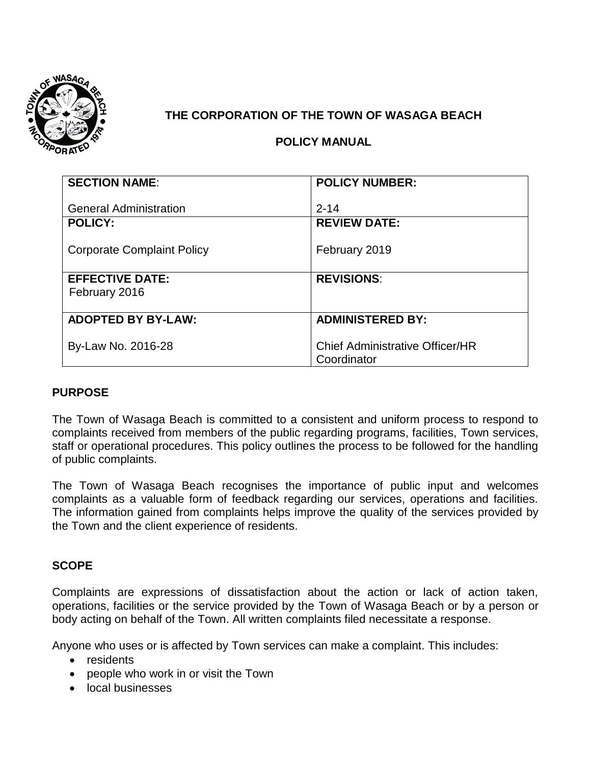# THE CORPORATION OF THE TOWN OF WASAGA BEACH

## POLICY MANUAL

| **SECTION NAME**: General Administration | **POLICY NUMBER:** 2-14 |
|---|---|
| **POLICY:** Corporate Complaint Policy | **REVIEW DATE:** February 2019 |
| **EFFECTIVE DATE:** February 2016 | **REVISIONS**: |
| **ADOPTED BY BY-LAW:** By-Law No. 2016-28 | **ADMINISTERED BY:** Chief Administrative Officer/HR Coordinator |

## PURPOSE

The Town of Wasaga Beach is committed to a consistent and uniform process to respond to complaints received from members of the public regarding programs, facilities, Town services, staff or operational procedures. This policy outlines the process to be followed for the handling of public complaints.

The Town of Wasaga Beach recognises the importance of public input and welcomes complaints as a valuable form of feedback regarding our services, operations and facilities. The information gained from complaints helps improve the quality of the services provided by the Town and the client experience of residents.

## SCOPE

Complaints are expressions of dissatisfaction about the action or lack of action taken, operations, facilities or the service provided by the Town of Wasaga Beach or by a person or body acting on behalf of the Town. All written complaints filed necessitate a response.

Anyone who uses or is affected by Town services can make a complaint. This includes:

- residents
- people who work in or visit the Town
- local businesses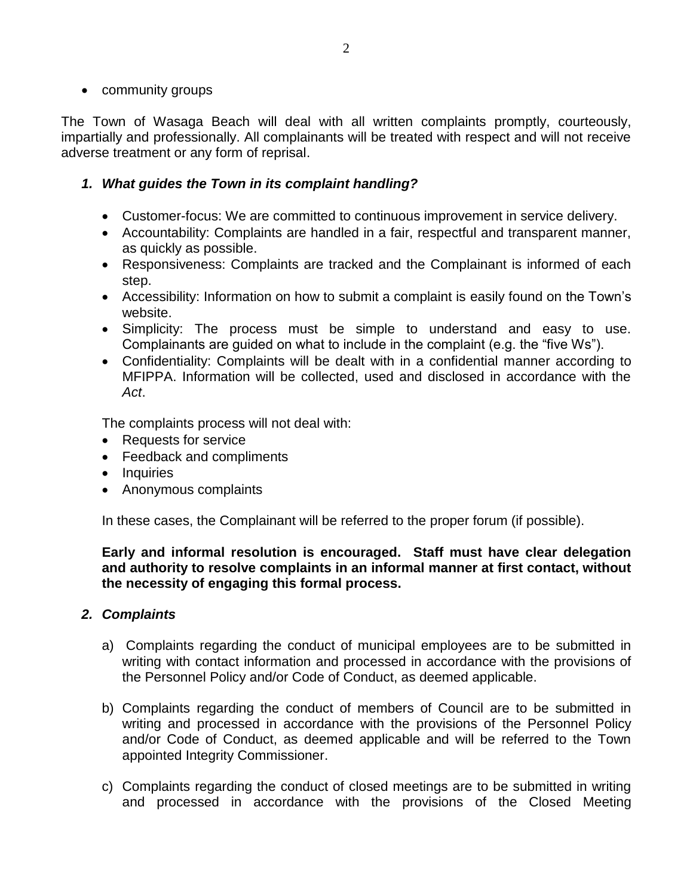- community groups

The Town of Wasaga Beach will deal with all written complaints promptly, courteously, impartially and professionally. All complainants will be treated with respect and will not receive adverse treatment or any form of reprisal.

### *1. What guides the Town in its complaint handling?*

- Customer-focus: We are committed to continuous improvement in service delivery.
- Accountability: Complaints are handled in a fair, respectful and transparent manner, as quickly as possible.
- Responsiveness: Complaints are tracked and the Complainant is informed of each step.
- Accessibility: Information on how to submit a complaint is easily found on the Town's website.
- Simplicity: The process must be simple to understand and easy to use. Complainants are guided on what to include in the complaint (e.g. the "five Ws").
- Confidentiality: Complaints will be dealt with in a confidential manner according to MFIPPA. Information will be collected, used and disclosed in accordance with the *Act*.

The complaints process will not deal with:

- Requests for service
- Feedback and compliments
- Inquiries
- Anonymous complaints

In these cases, the Complainant will be referred to the proper forum (if possible).

**Early and informal resolution is encouraged. Staff must have clear delegation and authority to resolve complaints in an informal manner at first contact, without the necessity of engaging this formal process.**

### *2. Complaints*

a) Complaints regarding the conduct of municipal employees are to be submitted in writing with contact information and processed in accordance with the provisions of the Personnel Policy and/or Code of Conduct, as deemed applicable.

b) Complaints regarding the conduct of members of Council are to be submitted in writing and processed in accordance with the provisions of the Personnel Policy and/or Code of Conduct, as deemed applicable and will be referred to the Town appointed Integrity Commissioner.

c) Complaints regarding the conduct of closed meetings are to be submitted in writing and processed in accordance with the provisions of the Closed Meeting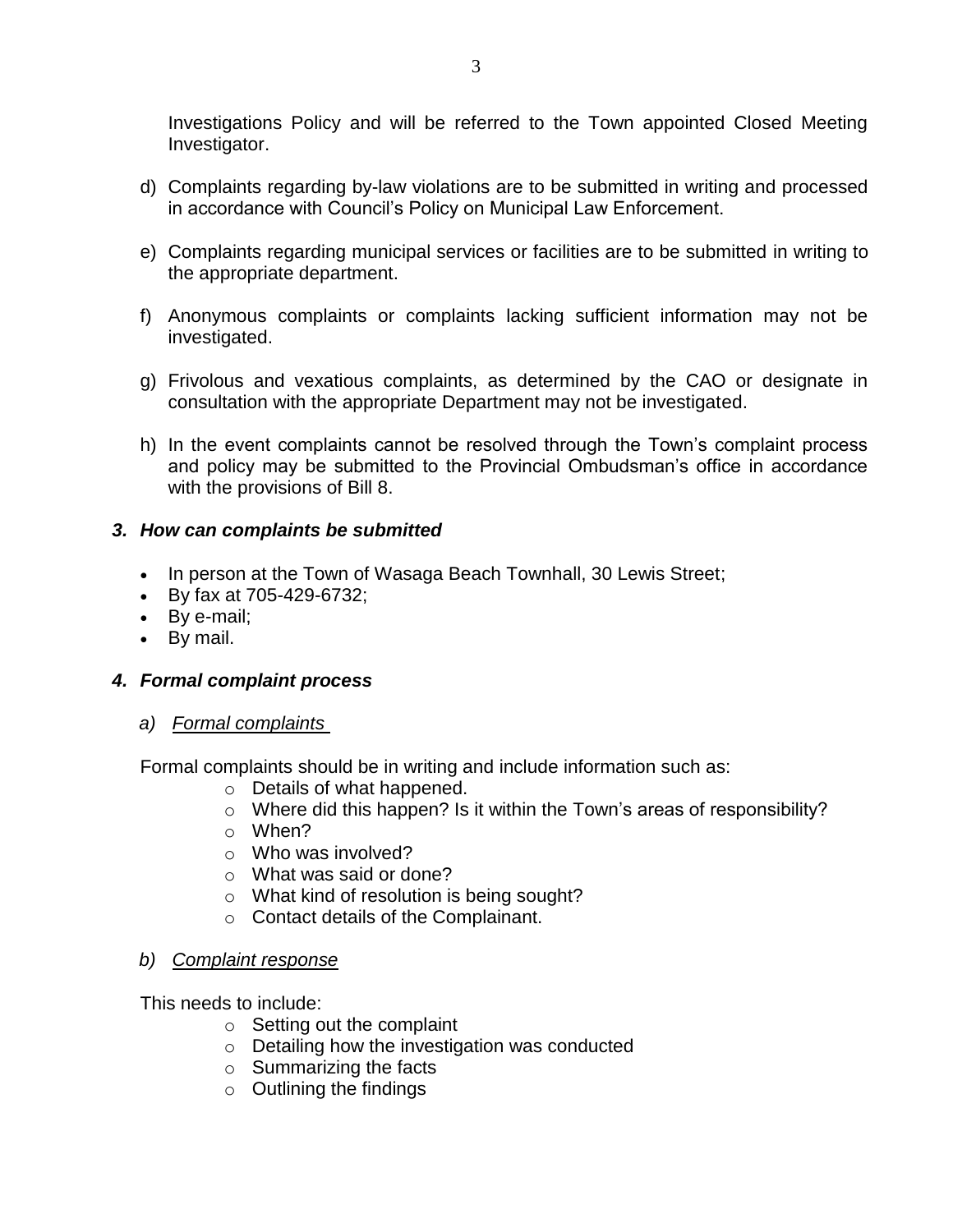Investigations Policy and will be referred to the Town appointed Closed Meeting Investigator.

d) Complaints regarding by-law violations are to be submitted in writing and processed in accordance with Council's Policy on Municipal Law Enforcement.

e) Complaints regarding municipal services or facilities are to be submitted in writing to the appropriate department.

f) Anonymous complaints or complaints lacking sufficient information may not be investigated.

g) Frivolous and vexatious complaints, as determined by the CAO or designate in consultation with the appropriate Department may not be investigated.

h) In the event complaints cannot be resolved through the Town's complaint process and policy may be submitted to the Provincial Ombudsman's office in accordance with the provisions of Bill 8.

### *3. How can complaints be submitted*

- In person at the Town of Wasaga Beach Townhall, 30 Lewis Street;
- By fax at 705-429-6732;
- By e-mail;
- By mail.

### *4. Formal complaint process*

*a) Formal complaints*

Formal complaints should be in writing and include information such as:

- Details of what happened.
- Where did this happen? Is it within the Town's areas of responsibility?
- When?
- Who was involved?
- What was said or done?
- What kind of resolution is being sought?
- Contact details of the Complainant.

*b) Complaint response*

This needs to include:

- Setting out the complaint
- Detailing how the investigation was conducted
- Summarizing the facts
- Outlining the findings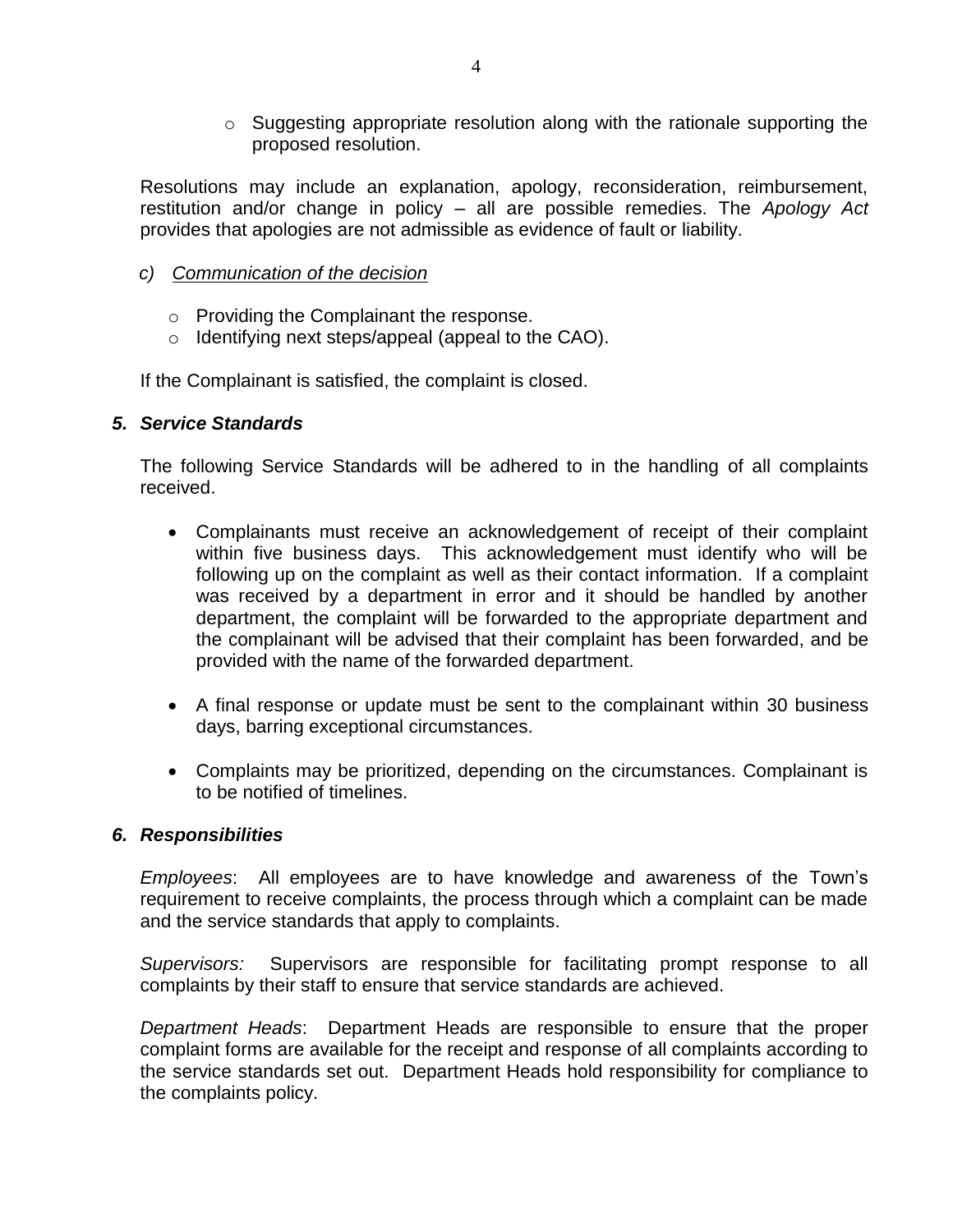- Suggesting appropriate resolution along with the rationale supporting the proposed resolution.

Resolutions may include an explanation, apology, reconsideration, reimbursement, restitution and/or change in policy – all are possible remedies. The *Apology Act* provides that apologies are not admissible as evidence of fault or liability.

*c) <u>Communication of the decision</u>*

- Providing the Complainant the response.
- Identifying next steps/appeal (appeal to the CAO).

If the Complainant is satisfied, the complaint is closed.

### *5. Service Standards*

The following Service Standards will be adhered to in the handling of all complaints received.

- Complainants must receive an acknowledgement of receipt of their complaint within five business days. This acknowledgement must identify who will be following up on the complaint as well as their contact information. If a complaint was received by a department in error and it should be handled by another department, the complaint will be forwarded to the appropriate department and the complainant will be advised that their complaint has been forwarded, and be provided with the name of the forwarded department.

- A final response or update must be sent to the complainant within 30 business days, barring exceptional circumstances.

- Complaints may be prioritized, depending on the circumstances. Complainant is to be notified of timelines.

### *6. Responsibilities*

*Employees*: All employees are to have knowledge and awareness of the Town's requirement to receive complaints, the process through which a complaint can be made and the service standards that apply to complaints.

*Supervisors:* Supervisors are responsible for facilitating prompt response to all complaints by their staff to ensure that service standards are achieved.

*Department Heads*: Department Heads are responsible to ensure that the proper complaint forms are available for the receipt and response of all complaints according to the service standards set out. Department Heads hold responsibility for compliance to the complaints policy.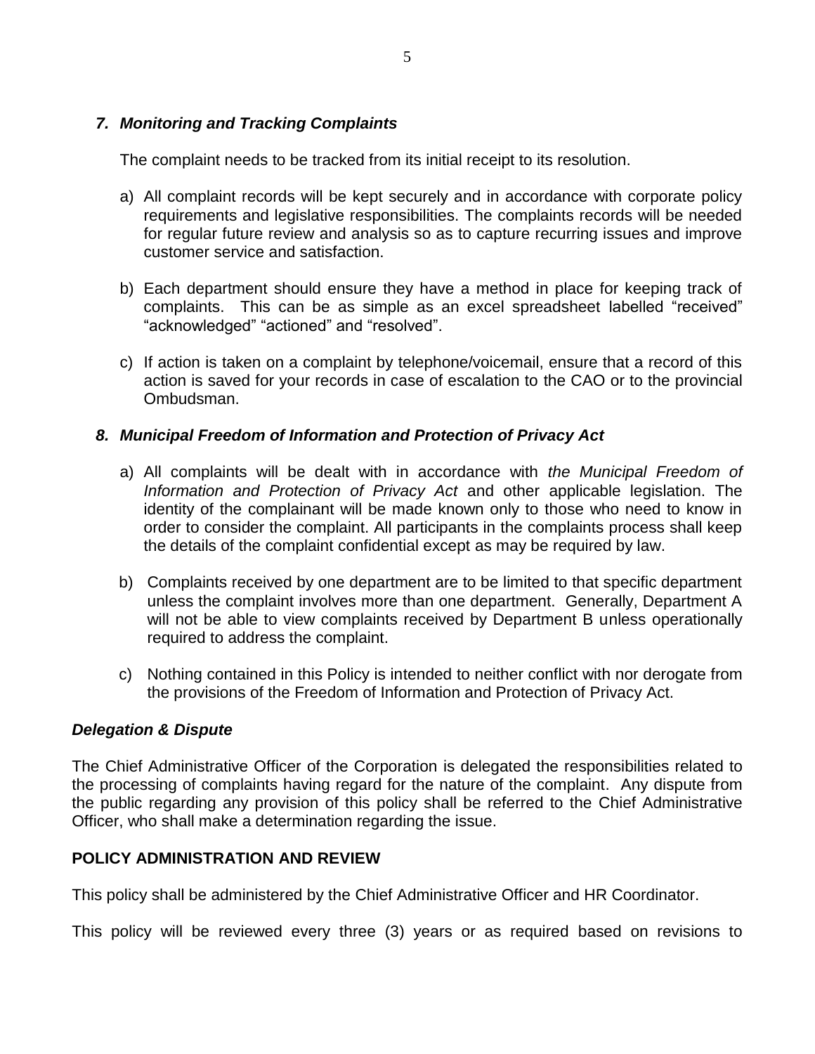### *7. Monitoring and Tracking Complaints*

The complaint needs to be tracked from its initial receipt to its resolution.

a) All complaint records will be kept securely and in accordance with corporate policy requirements and legislative responsibilities. The complaints records will be needed for regular future review and analysis so as to capture recurring issues and improve customer service and satisfaction.

b) Each department should ensure they have a method in place for keeping track of complaints. This can be as simple as an excel spreadsheet labelled "received" "acknowledged" "actioned" and "resolved".

c) If action is taken on a complaint by telephone/voicemail, ensure that a record of this action is saved for your records in case of escalation to the CAO or to the provincial Ombudsman.

### *8. Municipal Freedom of Information and Protection of Privacy Act*

a) All complaints will be dealt with in accordance with *the Municipal Freedom of Information and Protection of Privacy Act* and other applicable legislation. The identity of the complainant will be made known only to those who need to know in order to consider the complaint. All participants in the complaints process shall keep the details of the complaint confidential except as may be required by law.

b) Complaints received by one department are to be limited to that specific department unless the complaint involves more than one department. Generally, Department A will not be able to view complaints received by Department B unless operationally required to address the complaint.

c) Nothing contained in this Policy is intended to neither conflict with nor derogate from the provisions of the Freedom of Information and Protection of Privacy Act.

### *Delegation & Dispute*

The Chief Administrative Officer of the Corporation is delegated the responsibilities related to the processing of complaints having regard for the nature of the complaint. Any dispute from the public regarding any provision of this policy shall be referred to the Chief Administrative Officer, who shall make a determination regarding the issue.

## **POLICY ADMINISTRATION AND REVIEW**

This policy shall be administered by the Chief Administrative Officer and HR Coordinator.

This policy will be reviewed every three (3) years or as required based on revisions to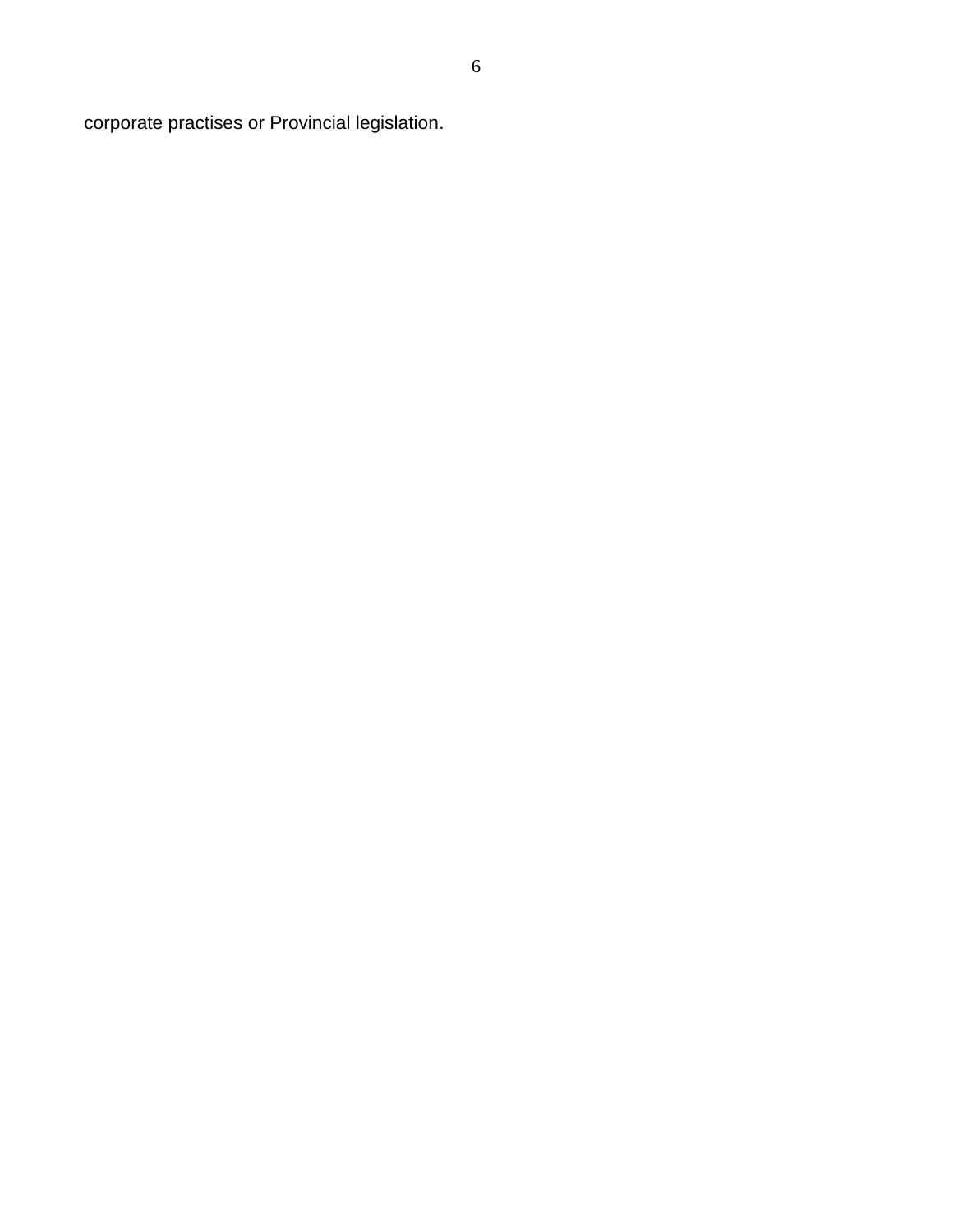corporate practises or Provincial legislation.